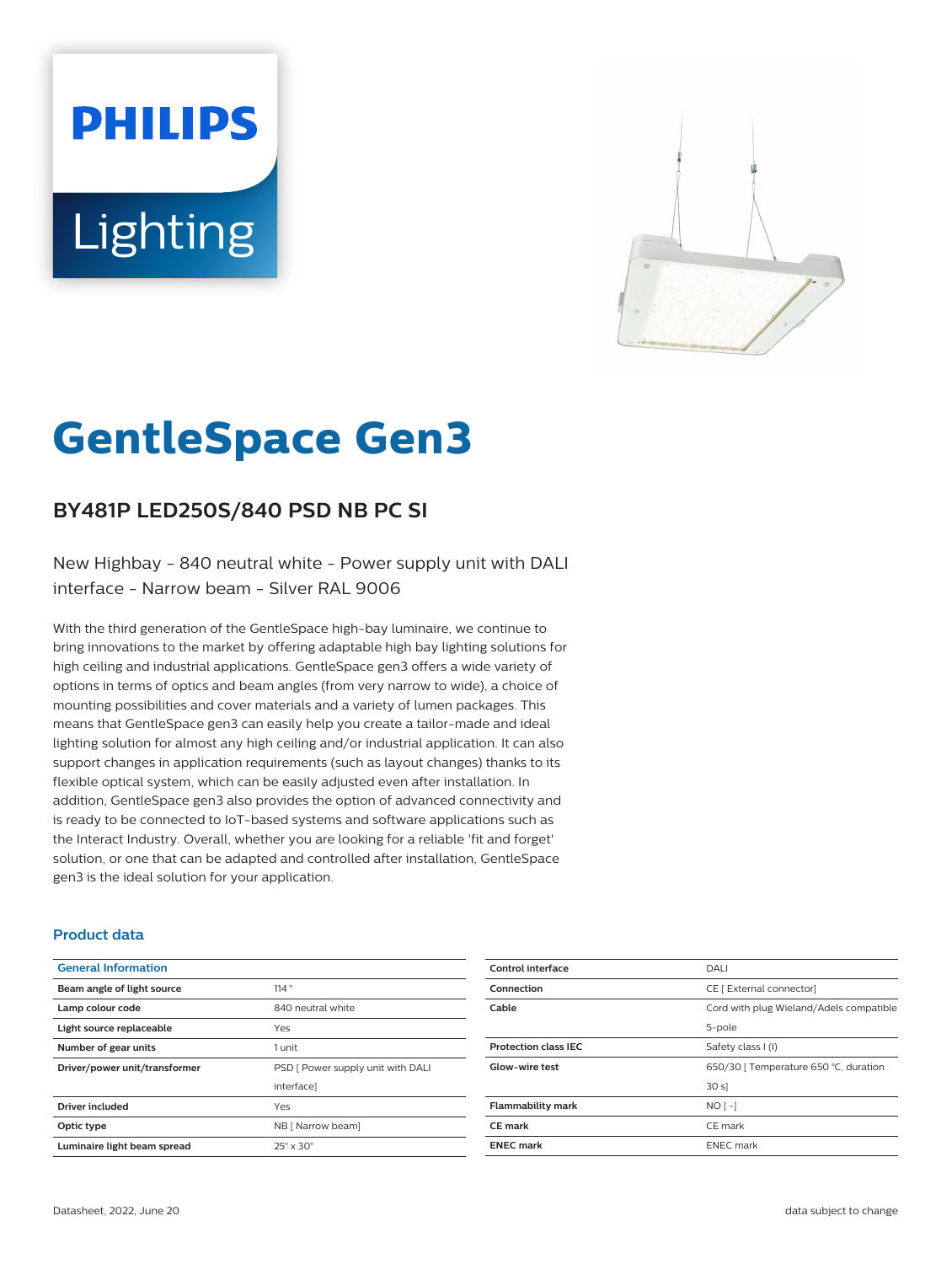PHILIPS

Lighting

# GentleSpace Gen3

## BY481P LED250S/840 PSD NB PC SI

New Highbay - 840 neutral white - Power supply unit with DALI interface - Narrow beam - Silver RAL 9006

With the third generation of the GentleSpace high-bay luminaire, we continue to bring innovations to the market by offering adaptable high bay lighting solutions for high ceiling and industrial applications. GentleSpace gen3 offers a wide variety of options in terms of optics and beam angles (from very narrow to wide), a choice of mounting possibilities and cover materials and a variety of lumen packages. This means that GentleSpace gen3 can easily help you create a tailor-made and ideal lighting solution for almost any high ceiling and/or industrial application. It can also support changes in application requirements (such as layout changes) thanks to its flexible optical system, which can be easily adjusted even after installation. In addition, GentleSpace gen3 also provides the option of advanced connectivity and is ready to be connected to IoT-based systems and software applications such as the Interact Industry. Overall, whether you are looking for a reliable 'fit and forget' solution, or one that can be adapted and controlled after installation, GentleSpace gen3 is the ideal solution for your application.

### Product data

| General Information | |
|---|---|
| Beam angle of light source | 114 ° |
| Lamp colour code | 840 neutral white |
| Light source replaceable | Yes |
| Number of gear units | 1 unit |
| Driver/power unit/transformer | PSD [ Power supply unit with DALI interface] |
| Driver included | Yes |
| Optic type | NB [ Narrow beam] |
| Luminaire light beam spread | 25° x 30° |
| Control interface | DALI |
| Connection | CE [ External connector] |
| Cable | Cord with plug Wieland/Adels compatible 5-pole |
| Protection class IEC | Safety class I (I) |
| Glow-wire test | 650/30 [ Temperature 650 °C, duration 30 s] |
| Flammability mark | NO [ -] |
| CE mark | CE mark |
| ENEC mark | ENEC mark |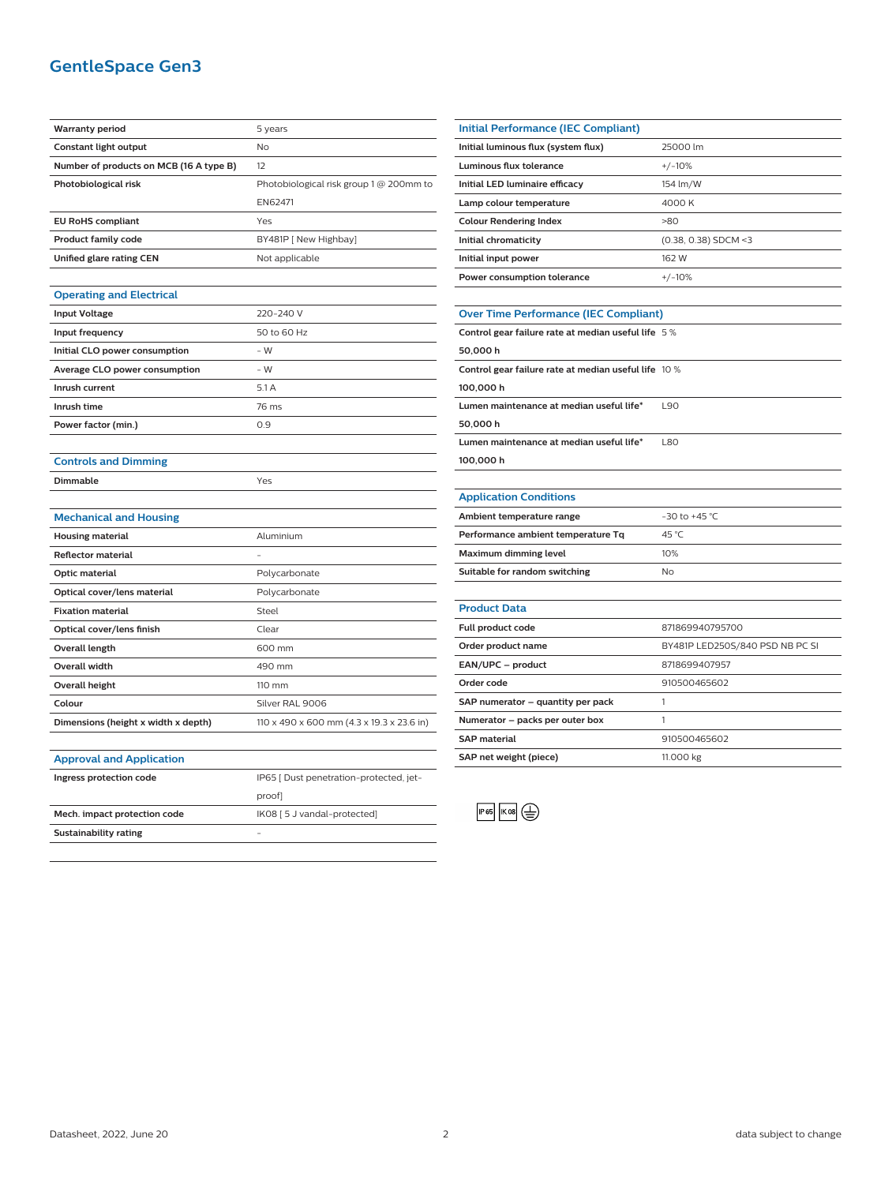# GentleSpace Gen3

| | |
|---|---|
| **Warranty period** | 5 years |
| **Constant light output** | No |
| **Number of products on MCB (16 A type B)** | 12 |
| **Photobiological risk** | Photobiological risk group 1 @ 200mm to EN62471 |
| **EU RoHS compliant** | Yes |
| **Product family code** | BY481P [ New Highbay] |
| **Unified glare rating CEN** | Not applicable |

## Operating and Electrical

| | |
|---|---|
| **Input Voltage** | 220-240 V |
| **Input frequency** | 50 to 60 Hz |
| **Initial CLO power consumption** | - W |
| **Average CLO power consumption** | - W |
| **Inrush current** | 5.1 A |
| **Inrush time** | 76 ms |
| **Power factor (min.)** | 0.9 |

## Controls and Dimming

| | |
|---|---|
| **Dimmable** | Yes |

## Mechanical and Housing

| | |
|---|---|
| **Housing material** | Aluminium |
| **Reflector material** | - |
| **Optic material** | Polycarbonate |
| **Optical cover/lens material** | Polycarbonate |
| **Fixation material** | Steel |
| **Optical cover/lens finish** | Clear |
| **Overall length** | 600 mm |
| **Overall width** | 490 mm |
| **Overall height** | 110 mm |
| **Colour** | Silver RAL 9006 |
| **Dimensions (height x width x depth)** | 110 x 490 x 600 mm (4.3 x 19.3 x 23.6 in) |

## Approval and Application

| | |
|---|---|
| **Ingress protection code** | IP65 [ Dust penetration-protected, jet-proof] |
| **Mech. impact protection code** | IK08 [ 5 J vandal-protected] |
| **Sustainability rating** | - |

## Initial Performance (IEC Compliant)

| | |
|---|---|
| **Initial luminous flux (system flux)** | 25000 lm |
| **Luminous flux tolerance** | +/-10% |
| **Initial LED luminaire efficacy** | 154 lm/W |
| **Lamp colour temperature** | 4000 K |
| **Colour Rendering Index** | >80 |
| **Initial chromaticity** | (0.38, 0.38) SDCM <3 |
| **Initial input power** | 162 W |
| **Power consumption tolerance** | +/-10% |

## Over Time Performance (IEC Compliant)

| | |
|---|---|
| **Control gear failure rate at median useful life 50,000 h** | 5 % |
| **Control gear failure rate at median useful life 100,000 h** | 10 % |
| **Lumen maintenance at median useful life* 50,000 h** | L90 |
| **Lumen maintenance at median useful life* 100,000 h** | L80 |

## Application Conditions

| | |
|---|---|
| **Ambient temperature range** | -30 to +45 °C |
| **Performance ambient temperature Tq** | 45 °C |
| **Maximum dimming level** | 10% |
| **Suitable for random switching** | No |

## Product Data

| | |
|---|---|
| **Full product code** | 871869940795700 |
| **Order product name** | BY481P LED250S/840 PSD NB PC SI |
| **EAN/UPC – product** | 8718699407957 |
| **Order code** | 910500465602 |
| **SAP numerator – quantity per pack** | 1 |
| **Numerator – packs per outer box** | 1 |
| **SAP material** | 910500465602 |
| **SAP net weight (piece)** | 11.000 kg |

IP65 IK08

Datasheet, 2022, June 20

data subject to change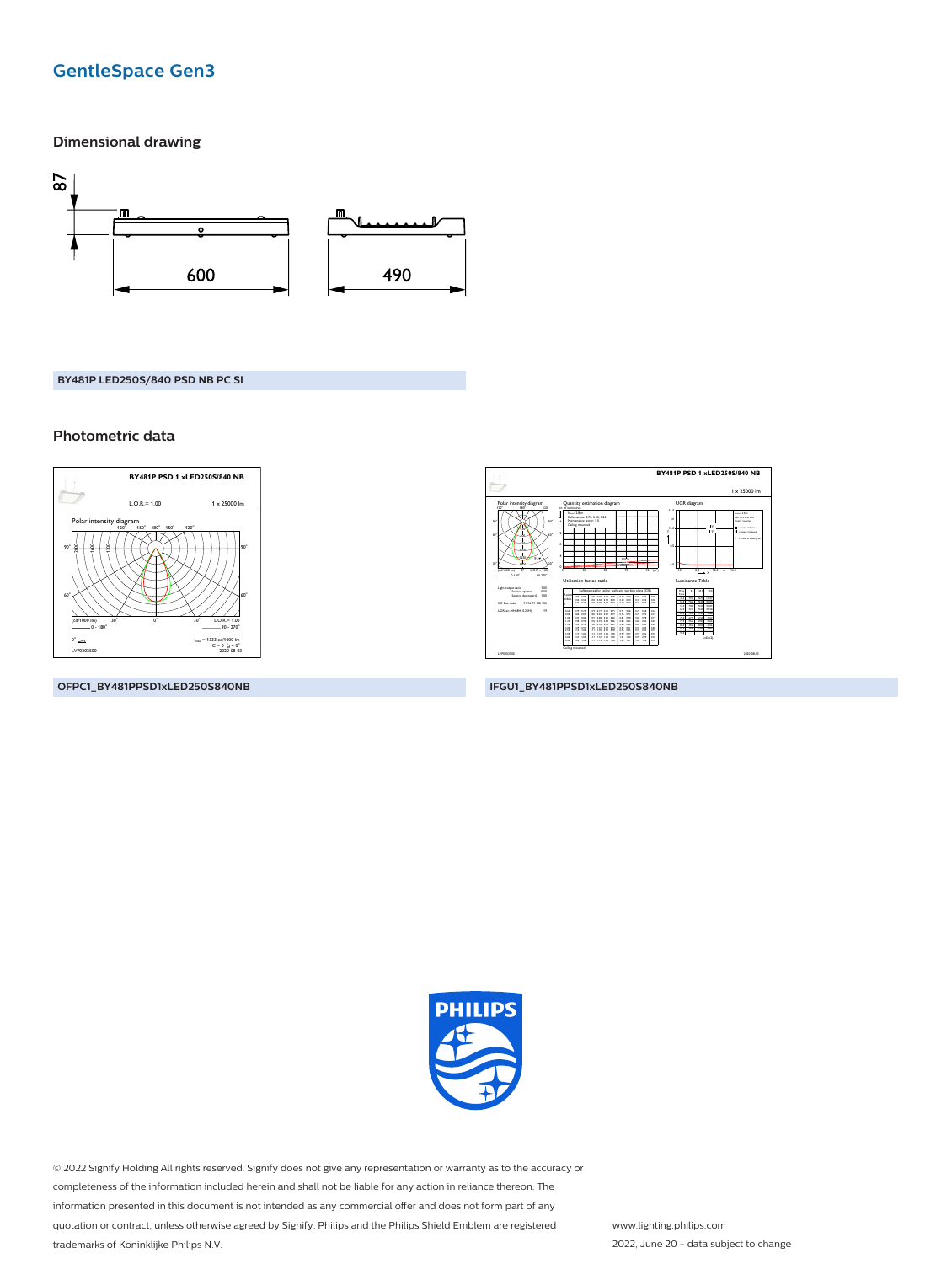# GentleSpace Gen3

## Dimensional drawing

87

600

490

BY481P LED250S/840 PSD NB PC SI

## Photometric data

BY481P PSD 1 xLED250S/840 NB

L.O.R.= 1.00

1 x 25000 lm

Polar intensity diagram

(cd/1000 lm)

0 - 180°

90 - 270°

L.O.R.= 1.00

$I_{max}$ = 1333 cd/1000 lm

C = 0 γ = 0°

LVP0202500

2020-08-03

OFPC1_BY481PPSD1xLED250S840NB

BY481P PSD 1 xLED250S/840 NB

1 x 25000 lm

Polar intensity diagram

Quantity estimation diagram

UGR diagram

Utilisation factor table

Luminance Table

IFGU1_BY481PPSD1xLED250S840NB

© 2022 Signify Holding All rights reserved. Signify does not give any representation or warranty as to the accuracy or completeness of the information included herein and shall not be liable for any action in reliance thereon. The information presented in this document is not intended as any commercial offer and does not form part of any quotation or contract, unless otherwise agreed by Signify. Philips and the Philips Shield Emblem are registered trademarks of Koninklijke Philips N.V.

www.lighting.philips.com

2022, June 20 - data subject to change